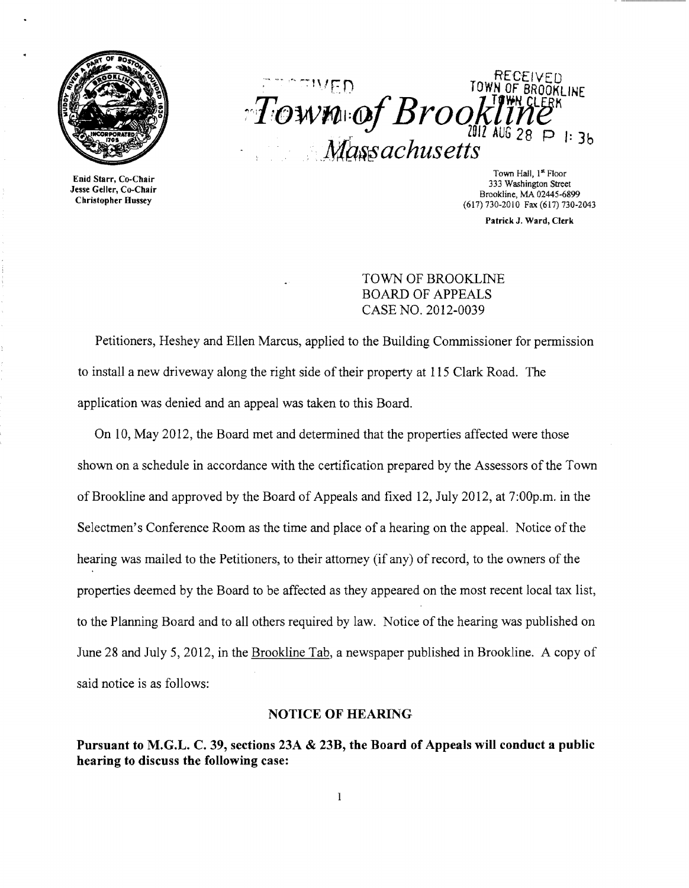Enid Starr, Co-Chair
Jesse Geller, Co-Chair
Christopher Hussey

# Town of Brookline
## Massachusetts

RECEIVED
TOWN OF BROOKLINE
TOWN CLERK
2012 AUG 28 P 1:36

Town Hall, 1st Floor
333 Washington Street
Brookline, MA 02445-6899
(617) 730-2010 Fax (617) 730-2043

**Patrick J. Ward, Clerk**

TOWN OF BROOKLINE
BOARD OF APPEALS
CASE NO. 2012-0039

Petitioners, Heshey and Ellen Marcus, applied to the Building Commissioner for permission to install a new driveway along the right side of their property at 115 Clark Road. The application was denied and an appeal was taken to this Board.

On 10, May 2012, the Board met and determined that the properties affected were those shown on a schedule in accordance with the certification prepared by the Assessors of the Town of Brookline and approved by the Board of Appeals and fixed 12, July 2012, at 7:00p.m. in the Selectmen's Conference Room as the time and place of a hearing on the appeal. Notice of the hearing was mailed to the Petitioners, to their attorney (if any) of record, to the owners of the properties deemed by the Board to be affected as they appeared on the most recent local tax list, to the Planning Board and to all others required by law. Notice of the hearing was published on June 28 and July 5, 2012, in the Brookline Tab, a newspaper published in Brookline. A copy of said notice is as follows:

### NOTICE OF HEARING

**Pursuant to M.G.L. C. 39, sections 23A & 23B, the Board of Appeals will conduct a public hearing to discuss the following case:**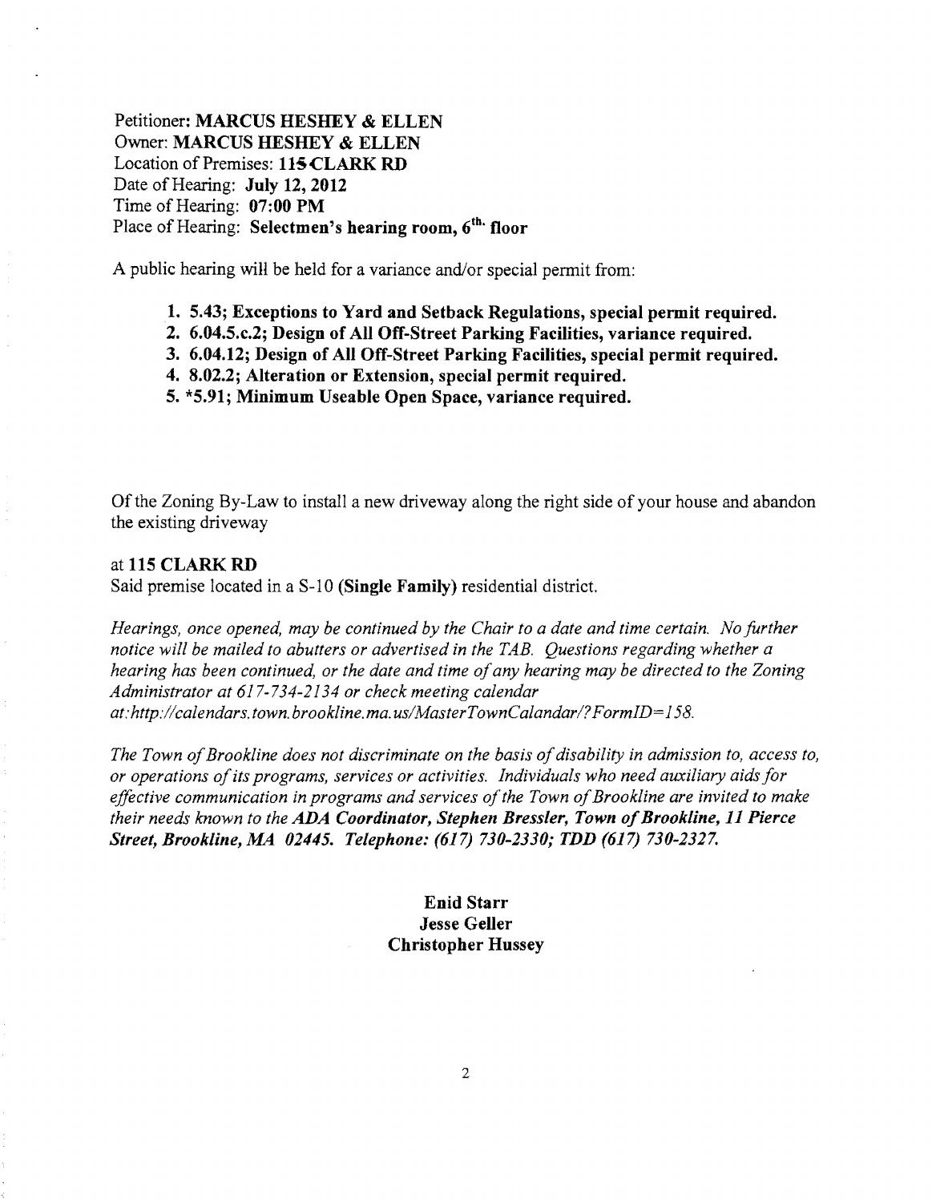Petitioner: **MARCUS HESHEY & ELLEN**
Owner: **MARCUS HESHEY & ELLEN**
Location of Premises: **115 CLARK RD**
Date of Hearing: **July 12, 2012**
Time of Hearing: **07:00 PM**
Place of Hearing: **Selectmen's hearing room, 6th. floor**

A public hearing will be held for a variance and/or special permit from:

1. **5.43; Exceptions to Yard and Setback Regulations, special permit required.**
2. **6.04.5.c.2; Design of All Off-Street Parking Facilities, variance required.**
3. **6.04.12; Design of All Off-Street Parking Facilities, special permit required.**
4. **8.02.2; Alteration or Extension, special permit required.**
5. ***5.91; Minimum Useable Open Space, variance required.**

Of the Zoning By-Law to install a new driveway along the right side of your house and abandon the existing driveway

at **115 CLARK RD**
Said premise located in a S-10 **(Single Family)** residential district.

*Hearings, once opened, may be continued by the Chair to a date and time certain. No further notice will be mailed to abutters or advertised in the TAB. Questions regarding whether a hearing has been continued, or the date and time of any hearing may be directed to the Zoning Administrator at 617-734-2134 or check meeting calendar at:http://calendars.town.brookline.ma.us/MasterTownCalandar/?FormID=158.*

*The Town of Brookline does not discriminate on the basis of disability in admission to, access to, or operations of its programs, services or activities. Individuals who need auxiliary aids for effective communication in programs and services of the Town of Brookline are invited to make their needs known to the* ***ADA Coordinator, Stephen Bressler, Town of Brookline, 11 Pierce Street, Brookline, MA 02445. Telephone: (617) 730-2330; TDD (617) 730-2327.***

**Enid Starr**
**Jesse Geller**
**Christopher Hussey**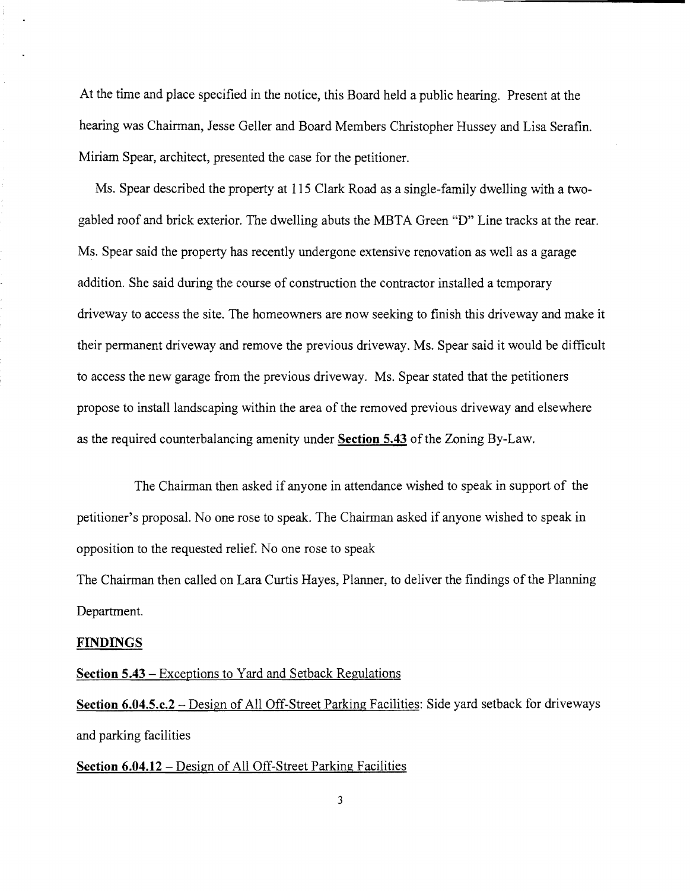At the time and place specified in the notice, this Board held a public hearing. Present at the hearing was Chairman, Jesse Geller and Board Members Christopher Hussey and Lisa Serafin. Miriam Spear, architect, presented the case for the petitioner.

Ms. Spear described the property at 115 Clark Road as a single-family dwelling with a two-gabled roof and brick exterior. The dwelling abuts the MBTA Green "D" Line tracks at the rear. Ms. Spear said the property has recently undergone extensive renovation as well as a garage addition. She said during the course of construction the contractor installed a temporary driveway to access the site. The homeowners are now seeking to finish this driveway and make it their permanent driveway and remove the previous driveway. Ms. Spear said it would be difficult to access the new garage from the previous driveway. Ms. Spear stated that the petitioners propose to install landscaping within the area of the removed previous driveway and elsewhere as the required counterbalancing amenity under **Section 5.43** of the Zoning By-Law.

The Chairman then asked if anyone in attendance wished to speak in support of the petitioner's proposal. No one rose to speak. The Chairman asked if anyone wished to speak in opposition to the requested relief. No one rose to speak

The Chairman then called on Lara Curtis Hayes, Planner, to deliver the findings of the Planning Department.

**FINDINGS**

**Section 5.43** – Exceptions to Yard and Setback Regulations

**Section 6.04.5.c.2** – Design of All Off-Street Parking Facilities: Side yard setback for driveways and parking facilities

**Section 6.04.12** – Design of All Off-Street Parking Facilities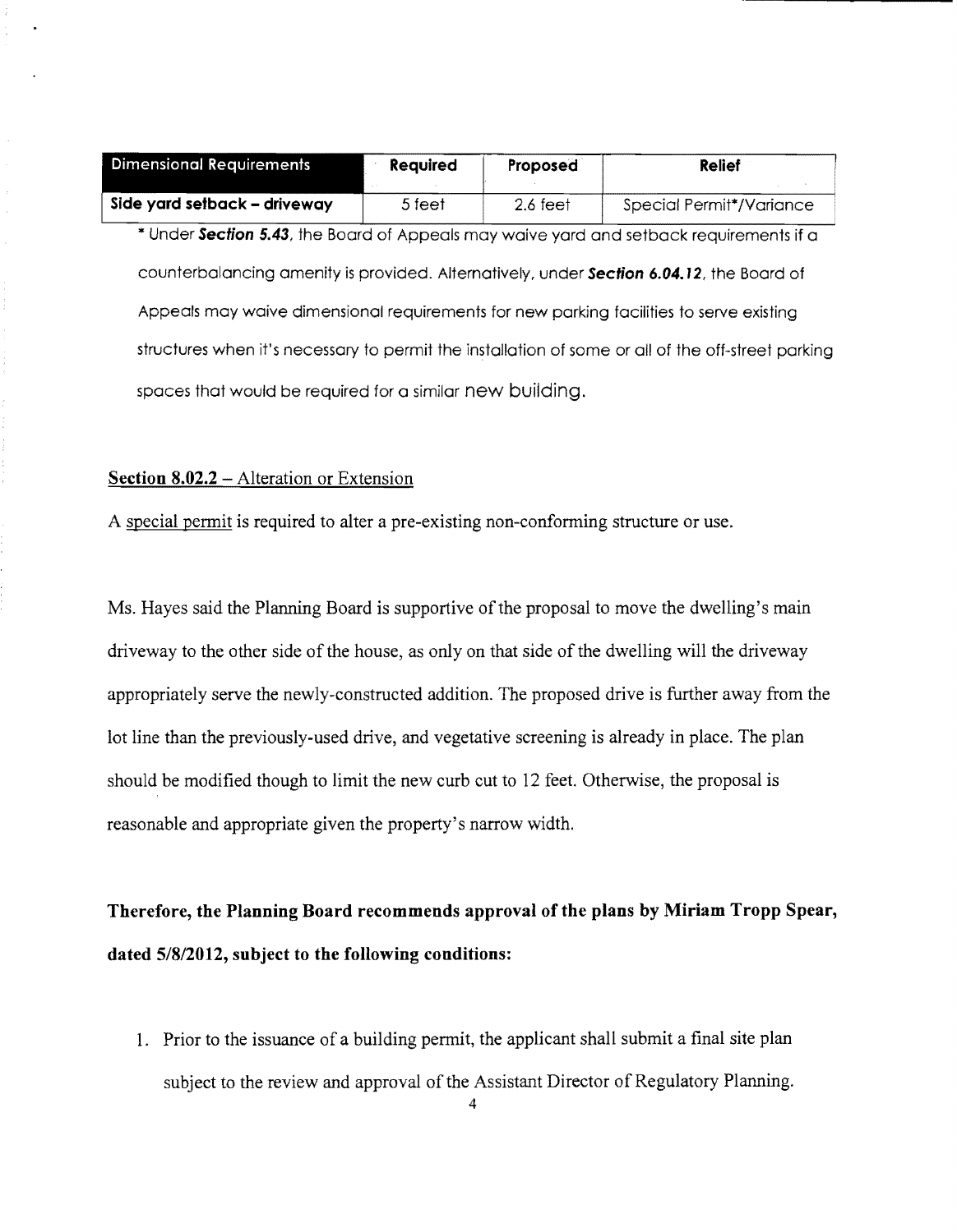| Dimensional Requirements | Required | Proposed | Relief |
| --- | --- | --- | --- |
| **Side yard setback – driveway** | 5 feet | 2.6 feet | Special Permit*/Variance |

* Under ***Section 5.43***, the Board of Appeals may waive yard and setback requirements if a counterbalancing amenity is provided. Alternatively, under ***Section 6.04.12***, the Board of Appeals may waive dimensional requirements for new parking facilities to serve existing structures when it's necessary to permit the installation of some or all of the off-street parking spaces that would be required for a similar new building.

**Section 8.02.2** – Alteration or Extension

A special permit is required to alter a pre-existing non-conforming structure or use.

Ms. Hayes said the Planning Board is supportive of the proposal to move the dwelling's main driveway to the other side of the house, as only on that side of the dwelling will the driveway appropriately serve the newly-constructed addition. The proposed drive is further away from the lot line than the previously-used drive, and vegetative screening is already in place. The plan should be modified though to limit the new curb cut to 12 feet. Otherwise, the proposal is reasonable and appropriate given the property's narrow width.

**Therefore, the Planning Board recommends approval of the plans by Miriam Tropp Spear, dated 5/8/2012, subject to the following conditions:**

1. Prior to the issuance of a building permit, the applicant shall submit a final site plan subject to the review and approval of the Assistant Director of Regulatory Planning.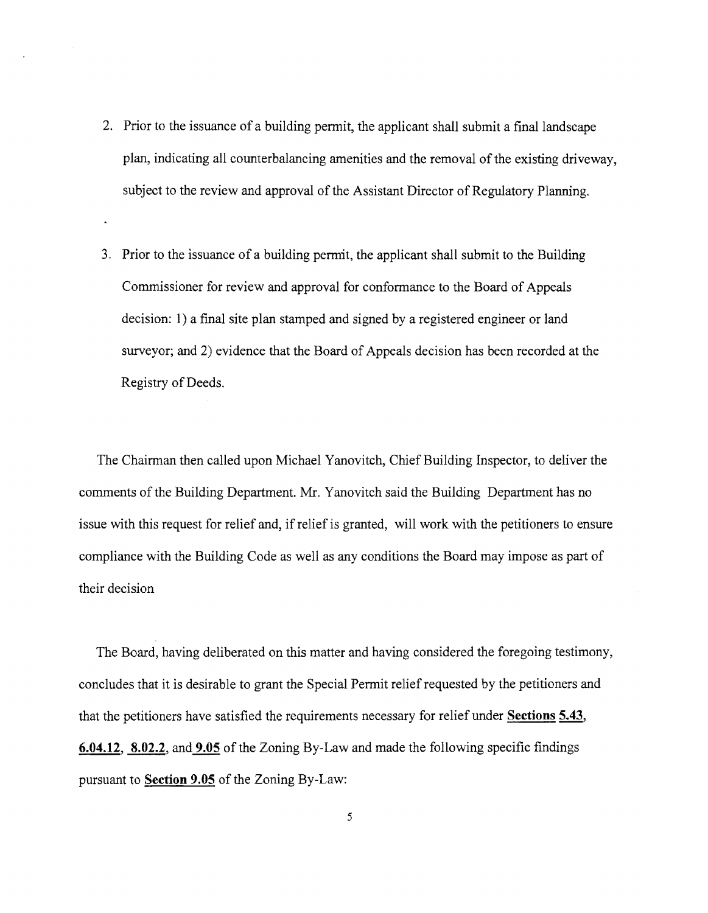2. Prior to the issuance of a building permit, the applicant shall submit a final landscape plan, indicating all counterbalancing amenities and the removal of the existing driveway, subject to the review and approval of the Assistant Director of Regulatory Planning.

3. Prior to the issuance of a building permit, the applicant shall submit to the Building Commissioner for review and approval for conformance to the Board of Appeals decision: 1) a final site plan stamped and signed by a registered engineer or land surveyor; and 2) evidence that the Board of Appeals decision has been recorded at the Registry of Deeds.

The Chairman then called upon Michael Yanovitch, Chief Building Inspector, to deliver the comments of the Building Department. Mr. Yanovitch said the Building Department has no issue with this request for relief and, if relief is granted, will work with the petitioners to ensure compliance with the Building Code as well as any conditions the Board may impose as part of their decision

The Board, having deliberated on this matter and having considered the foregoing testimony, concludes that it is desirable to grant the Special Permit relief requested by the petitioners and that the petitioners have satisfied the requirements necessary for relief under **Sections 5.43**, **6.04.12**, **8.02.2**, and **9.05** of the Zoning By-Law and made the following specific findings pursuant to **Section 9.05** of the Zoning By-Law: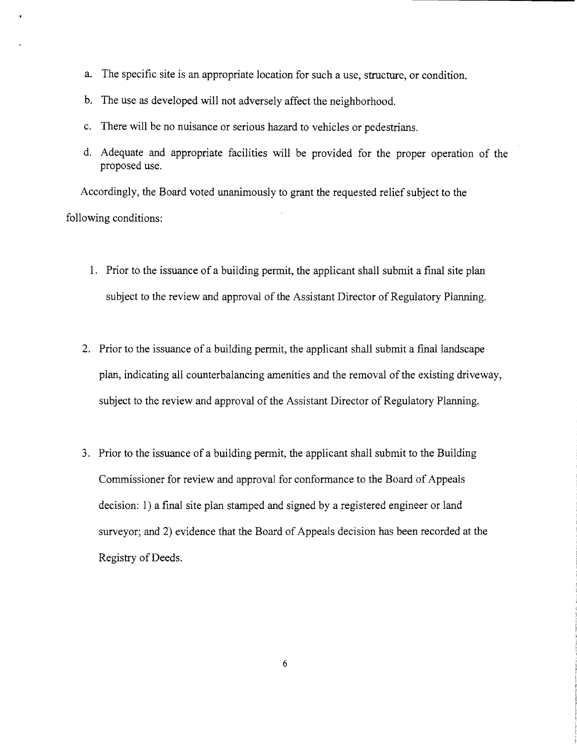a. The specific site is an appropriate location for such a use, structure, or condition.

b. The use as developed will not adversely affect the neighborhood.

c. There will be no nuisance or serious hazard to vehicles or pedestrians.

d. Adequate and appropriate facilities will be provided for the proper operation of the proposed use.

Accordingly, the Board voted unanimously to grant the requested relief subject to the following conditions:

1. Prior to the issuance of a building permit, the applicant shall submit a final site plan subject to the review and approval of the Assistant Director of Regulatory Planning.

2. Prior to the issuance of a building permit, the applicant shall submit a final landscape plan, indicating all counterbalancing amenities and the removal of the existing driveway, subject to the review and approval of the Assistant Director of Regulatory Planning.

3. Prior to the issuance of a building permit, the applicant shall submit to the Building Commissioner for review and approval for conformance to the Board of Appeals decision: 1) a final site plan stamped and signed by a registered engineer or land surveyor; and 2) evidence that the Board of Appeals decision has been recorded at the Registry of Deeds.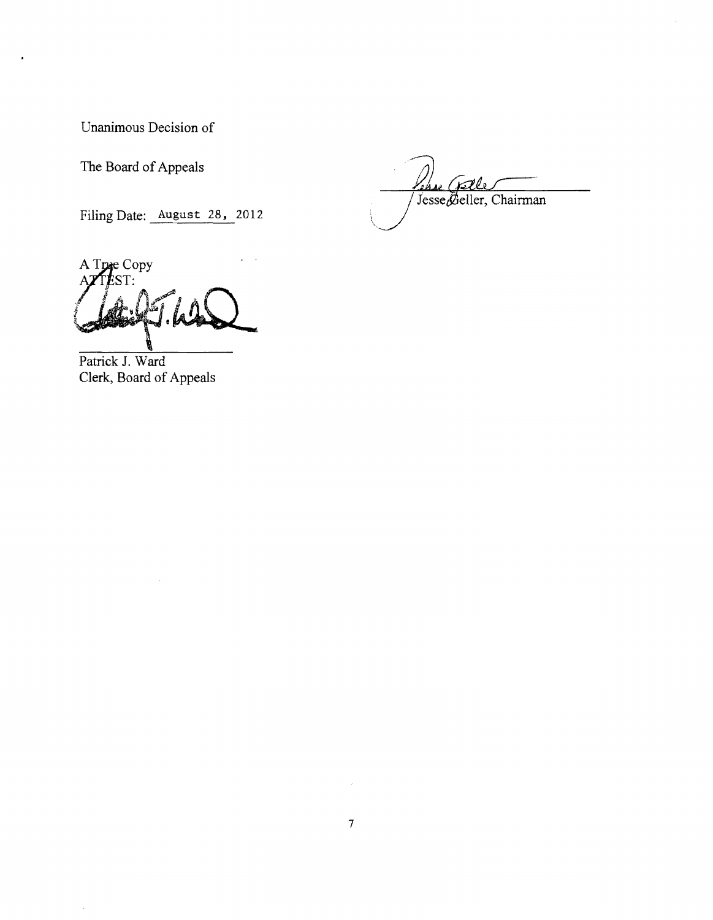Unanimous Decision of

The Board of Appeals

Filing Date: August 28, 2012

Jesse Geller, Chairman

A True Copy
ATTEST:

Patrick J. Ward
Clerk, Board of Appeals